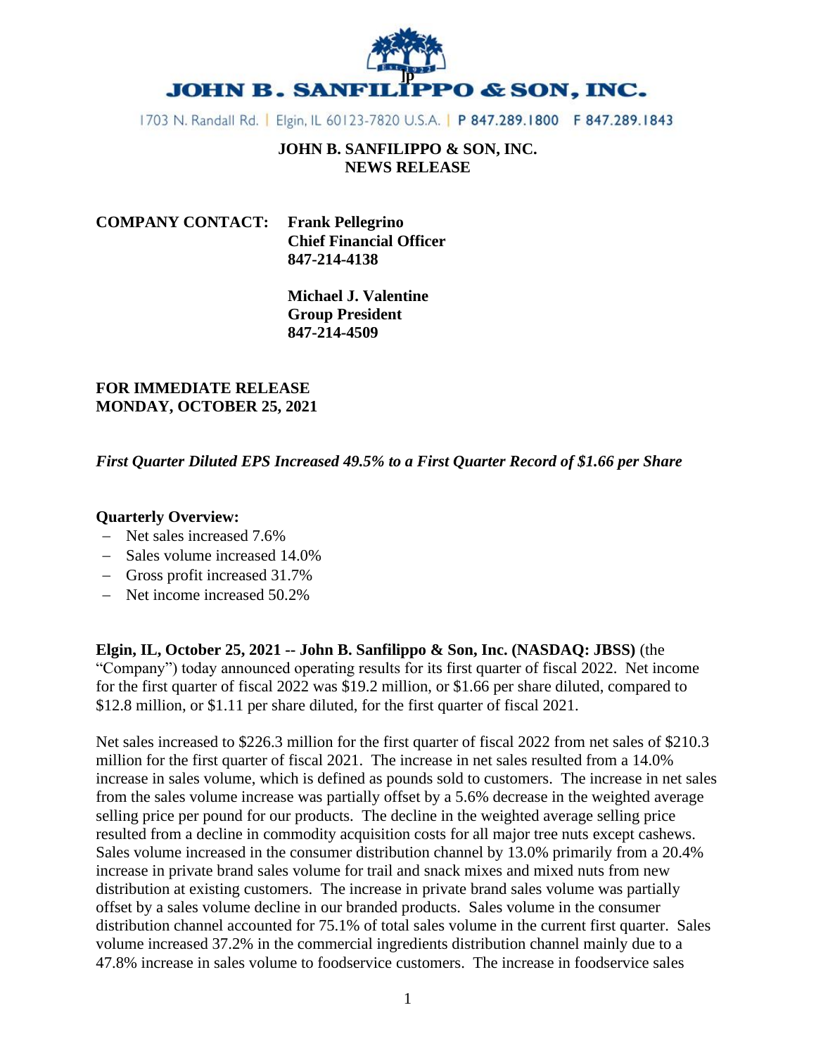# JOHN B. SANFILIPPO & SON, INC.

1703 N. Randall Rd. | Elgin, IL 60123-7820 U.S.A. | P 847.289.1800 F 847.289.1843

**JOHN B. SANFILIPPO & SON, INC.**
**NEWS RELEASE**

**COMPANY CONTACT: Frank Pellegrino**
**Chief Financial Officer**
**847-214-4138**

**Michael J. Valentine**
**Group President**
**847-214-4509**

**FOR IMMEDIATE RELEASE**
**MONDAY, OCTOBER 25, 2021**

***First Quarter Diluted EPS Increased 49.5% to a First Quarter Record of $1.66 per Share***

**Quarterly Overview:**

- Net sales increased 7.6%
- Sales volume increased 14.0%
- Gross profit increased 31.7%
- Net income increased 50.2%

**Elgin, IL, October 25, 2021 -- John B. Sanfilippo & Son, Inc. (NASDAQ: JBSS)** (the "Company") today announced operating results for its first quarter of fiscal 2022. Net income for the first quarter of fiscal 2022 was $19.2 million, or $1.66 per share diluted, compared to $12.8 million, or $1.11 per share diluted, for the first quarter of fiscal 2021.

Net sales increased to $226.3 million for the first quarter of fiscal 2022 from net sales of $210.3 million for the first quarter of fiscal 2021. The increase in net sales resulted from a 14.0% increase in sales volume, which is defined as pounds sold to customers. The increase in net sales from the sales volume increase was partially offset by a 5.6% decrease in the weighted average selling price per pound for our products. The decline in the weighted average selling price resulted from a decline in commodity acquisition costs for all major tree nuts except cashews. Sales volume increased in the consumer distribution channel by 13.0% primarily from a 20.4% increase in private brand sales volume for trail and snack mixes and mixed nuts from new distribution at existing customers. The increase in private brand sales volume was partially offset by a sales volume decline in our branded products. Sales volume in the consumer distribution channel accounted for 75.1% of total sales volume in the current first quarter. Sales volume increased 37.2% in the commercial ingredients distribution channel mainly due to a 47.8% increase in sales volume to foodservice customers. The increase in foodservice sales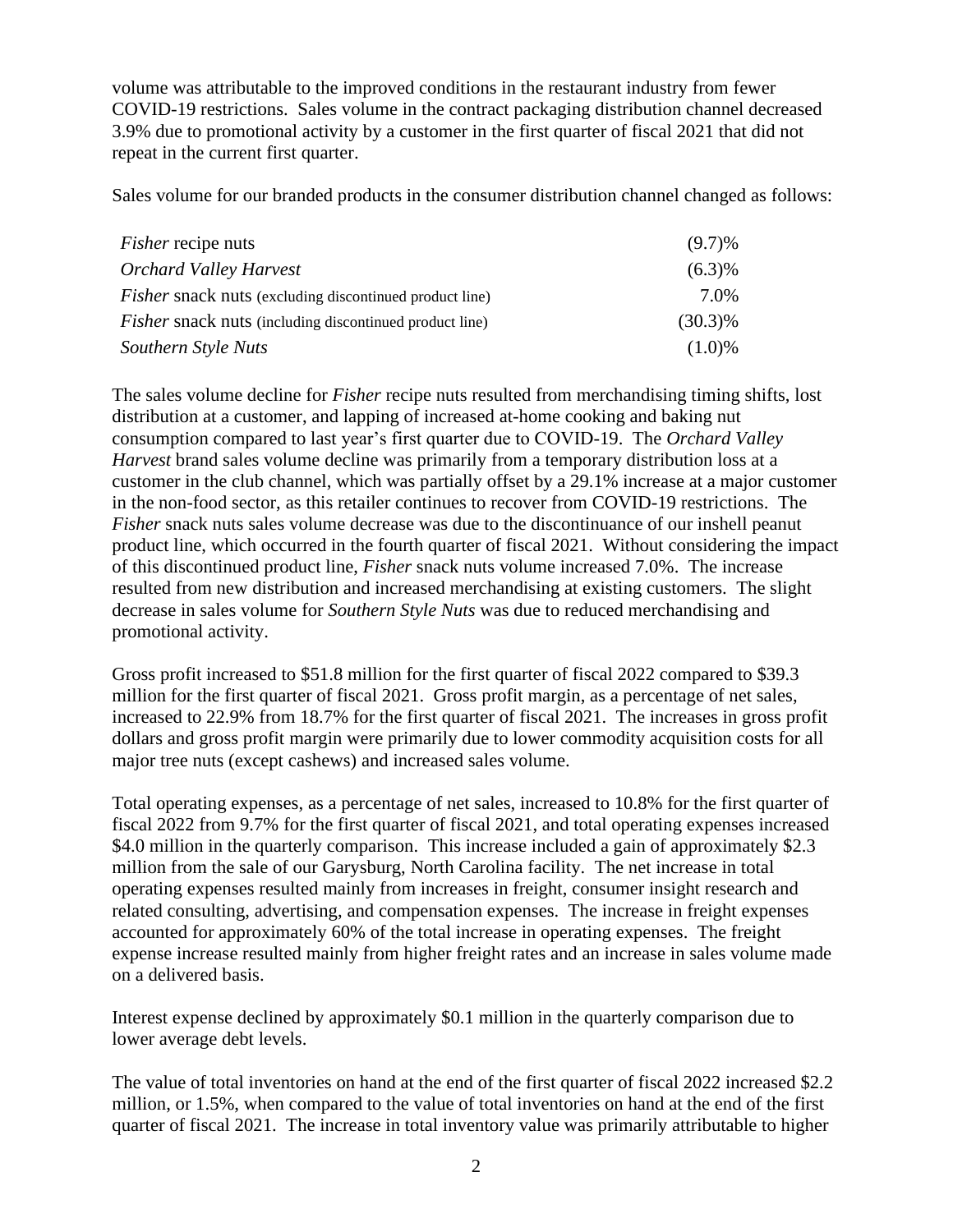volume was attributable to the improved conditions in the restaurant industry from fewer COVID-19 restrictions. Sales volume in the contract packaging distribution channel decreased 3.9% due to promotional activity by a customer in the first quarter of fiscal 2021 that did not repeat in the current first quarter.

Sales volume for our branded products in the consumer distribution channel changed as follows:

| | |
|---|---|
| *Fisher* recipe nuts | (9.7)% |
| *Orchard Valley Harvest* | (6.3)% |
| *Fisher* snack nuts (excluding discontinued product line) | 7.0% |
| *Fisher* snack nuts (including discontinued product line) | (30.3)% |
| *Southern Style Nuts* | (1.0)% |

The sales volume decline for *Fisher* recipe nuts resulted from merchandising timing shifts, lost distribution at a customer, and lapping of increased at-home cooking and baking nut consumption compared to last year's first quarter due to COVID-19. The *Orchard Valley Harvest* brand sales volume decline was primarily from a temporary distribution loss at a customer in the club channel, which was partially offset by a 29.1% increase at a major customer in the non-food sector, as this retailer continues to recover from COVID-19 restrictions. The *Fisher* snack nuts sales volume decrease was due to the discontinuance of our inshell peanut product line, which occurred in the fourth quarter of fiscal 2021. Without considering the impact of this discontinued product line, *Fisher* snack nuts volume increased 7.0%. The increase resulted from new distribution and increased merchandising at existing customers. The slight decrease in sales volume for *Southern Style Nuts* was due to reduced merchandising and promotional activity.

Gross profit increased to $51.8 million for the first quarter of fiscal 2022 compared to $39.3 million for the first quarter of fiscal 2021. Gross profit margin, as a percentage of net sales, increased to 22.9% from 18.7% for the first quarter of fiscal 2021. The increases in gross profit dollars and gross profit margin were primarily due to lower commodity acquisition costs for all major tree nuts (except cashews) and increased sales volume.

Total operating expenses, as a percentage of net sales, increased to 10.8% for the first quarter of fiscal 2022 from 9.7% for the first quarter of fiscal 2021, and total operating expenses increased $4.0 million in the quarterly comparison. This increase included a gain of approximately $2.3 million from the sale of our Garysburg, North Carolina facility. The net increase in total operating expenses resulted mainly from increases in freight, consumer insight research and related consulting, advertising, and compensation expenses. The increase in freight expenses accounted for approximately 60% of the total increase in operating expenses. The freight expense increase resulted mainly from higher freight rates and an increase in sales volume made on a delivered basis.

Interest expense declined by approximately $0.1 million in the quarterly comparison due to lower average debt levels.

The value of total inventories on hand at the end of the first quarter of fiscal 2022 increased $2.2 million, or 1.5%, when compared to the value of total inventories on hand at the end of the first quarter of fiscal 2021. The increase in total inventory value was primarily attributable to higher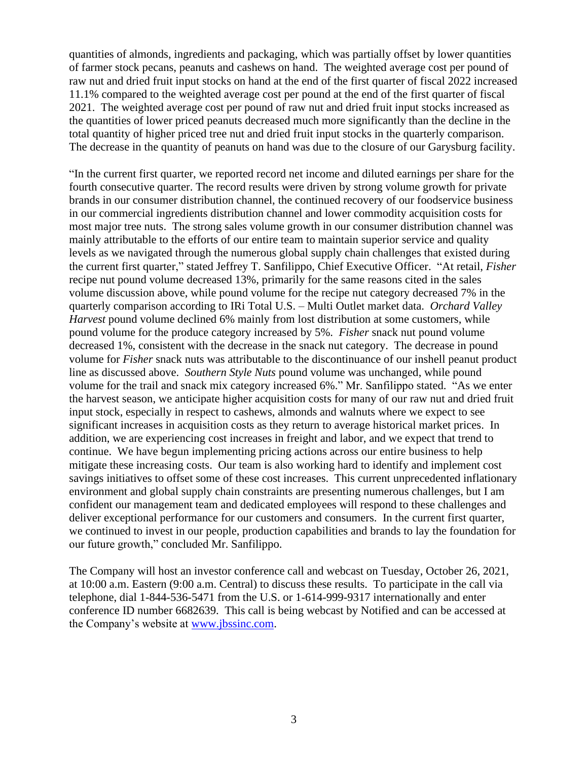quantities of almonds, ingredients and packaging, which was partially offset by lower quantities of farmer stock pecans, peanuts and cashews on hand. The weighted average cost per pound of raw nut and dried fruit input stocks on hand at the end of the first quarter of fiscal 2022 increased 11.1% compared to the weighted average cost per pound at the end of the first quarter of fiscal 2021. The weighted average cost per pound of raw nut and dried fruit input stocks increased as the quantities of lower priced peanuts decreased much more significantly than the decline in the total quantity of higher priced tree nut and dried fruit input stocks in the quarterly comparison. The decrease in the quantity of peanuts on hand was due to the closure of our Garysburg facility.

"In the current first quarter, we reported record net income and diluted earnings per share for the fourth consecutive quarter. The record results were driven by strong volume growth for private brands in our consumer distribution channel, the continued recovery of our foodservice business in our commercial ingredients distribution channel and lower commodity acquisition costs for most major tree nuts. The strong sales volume growth in our consumer distribution channel was mainly attributable to the efforts of our entire team to maintain superior service and quality levels as we navigated through the numerous global supply chain challenges that existed during the current first quarter," stated Jeffrey T. Sanfilippo, Chief Executive Officer. "At retail, *Fisher* recipe nut pound volume decreased 13%, primarily for the same reasons cited in the sales volume discussion above, while pound volume for the recipe nut category decreased 7% in the quarterly comparison according to IRi Total U.S. – Multi Outlet market data. *Orchard Valley Harvest* pound volume declined 6% mainly from lost distribution at some customers, while pound volume for the produce category increased by 5%. *Fisher* snack nut pound volume decreased 1%, consistent with the decrease in the snack nut category. The decrease in pound volume for *Fisher* snack nuts was attributable to the discontinuance of our inshell peanut product line as discussed above. *Southern Style Nuts* pound volume was unchanged, while pound volume for the trail and snack mix category increased 6%." Mr. Sanfilippo stated. "As we enter the harvest season, we anticipate higher acquisition costs for many of our raw nut and dried fruit input stock, especially in respect to cashews, almonds and walnuts where we expect to see significant increases in acquisition costs as they return to average historical market prices. In addition, we are experiencing cost increases in freight and labor, and we expect that trend to continue. We have begun implementing pricing actions across our entire business to help mitigate these increasing costs. Our team is also working hard to identify and implement cost savings initiatives to offset some of these cost increases. This current unprecedented inflationary environment and global supply chain constraints are presenting numerous challenges, but I am confident our management team and dedicated employees will respond to these challenges and deliver exceptional performance for our customers and consumers. In the current first quarter, we continued to invest in our people, production capabilities and brands to lay the foundation for our future growth," concluded Mr. Sanfilippo.

The Company will host an investor conference call and webcast on Tuesday, October 26, 2021, at 10:00 a.m. Eastern (9:00 a.m. Central) to discuss these results. To participate in the call via telephone, dial 1-844-536-5471 from the U.S. or 1-614-999-9317 internationally and enter conference ID number 6682639. This call is being webcast by Notified and can be accessed at the Company's website at [www.jbssinc.com](www.jbssinc.com).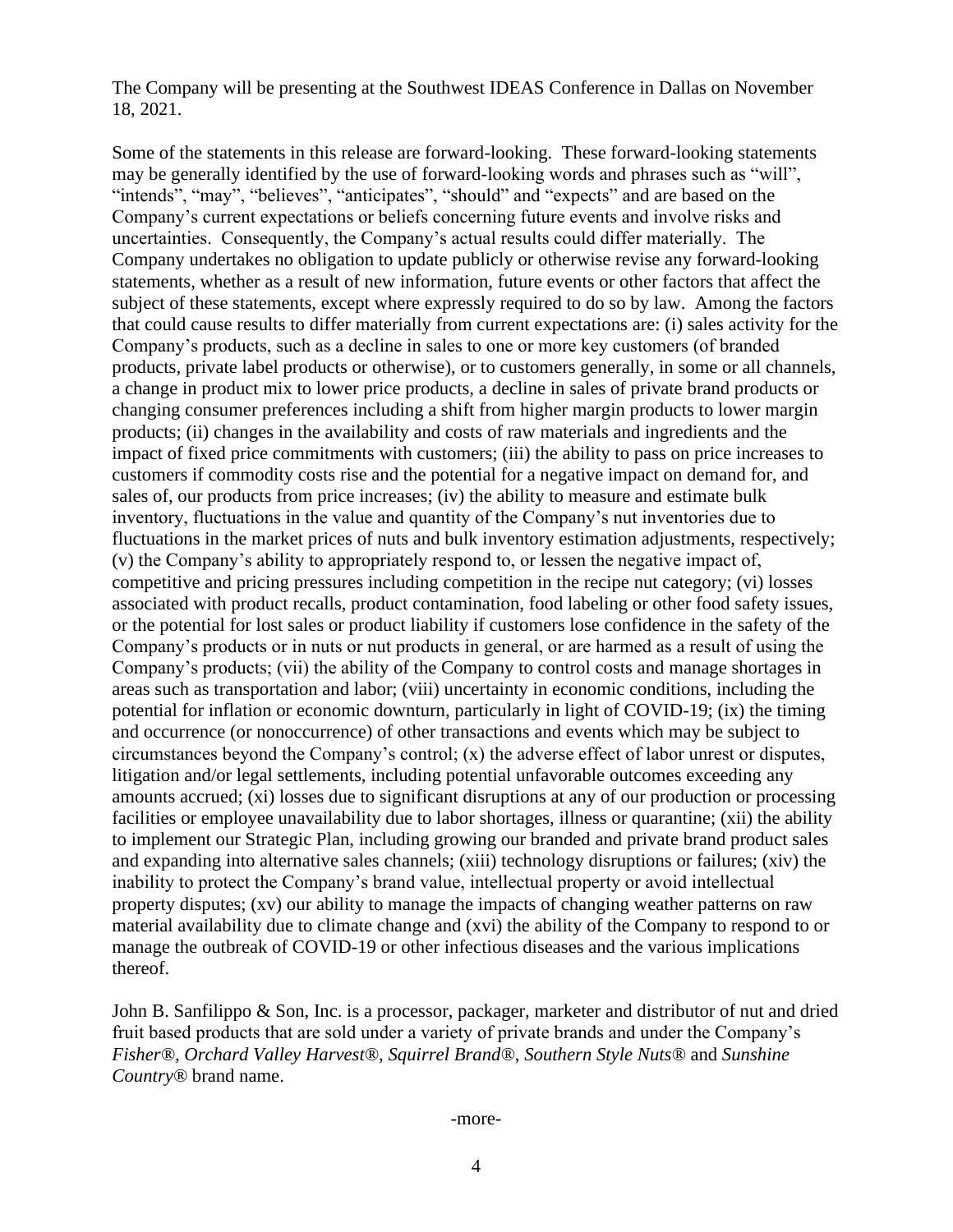The Company will be presenting at the Southwest IDEAS Conference in Dallas on November 18, 2021.

Some of the statements in this release are forward-looking. These forward-looking statements may be generally identified by the use of forward-looking words and phrases such as "will", "intends", "may", "believes", "anticipates", "should" and "expects" and are based on the Company's current expectations or beliefs concerning future events and involve risks and uncertainties. Consequently, the Company's actual results could differ materially. The Company undertakes no obligation to update publicly or otherwise revise any forward-looking statements, whether as a result of new information, future events or other factors that affect the subject of these statements, except where expressly required to do so by law. Among the factors that could cause results to differ materially from current expectations are: (i) sales activity for the Company's products, such as a decline in sales to one or more key customers (of branded products, private label products or otherwise), or to customers generally, in some or all channels, a change in product mix to lower price products, a decline in sales of private brand products or changing consumer preferences including a shift from higher margin products to lower margin products; (ii) changes in the availability and costs of raw materials and ingredients and the impact of fixed price commitments with customers; (iii) the ability to pass on price increases to customers if commodity costs rise and the potential for a negative impact on demand for, and sales of, our products from price increases; (iv) the ability to measure and estimate bulk inventory, fluctuations in the value and quantity of the Company's nut inventories due to fluctuations in the market prices of nuts and bulk inventory estimation adjustments, respectively; (v) the Company's ability to appropriately respond to, or lessen the negative impact of, competitive and pricing pressures including competition in the recipe nut category; (vi) losses associated with product recalls, product contamination, food labeling or other food safety issues, or the potential for lost sales or product liability if customers lose confidence in the safety of the Company's products or in nuts or nut products in general, or are harmed as a result of using the Company's products; (vii) the ability of the Company to control costs and manage shortages in areas such as transportation and labor; (viii) uncertainty in economic conditions, including the potential for inflation or economic downturn, particularly in light of COVID-19; (ix) the timing and occurrence (or nonoccurrence) of other transactions and events which may be subject to circumstances beyond the Company's control; (x) the adverse effect of labor unrest or disputes, litigation and/or legal settlements, including potential unfavorable outcomes exceeding any amounts accrued; (xi) losses due to significant disruptions at any of our production or processing facilities or employee unavailability due to labor shortages, illness or quarantine; (xii) the ability to implement our Strategic Plan, including growing our branded and private brand product sales and expanding into alternative sales channels; (xiii) technology disruptions or failures; (xiv) the inability to protect the Company's brand value, intellectual property or avoid intellectual property disputes; (xv) our ability to manage the impacts of changing weather patterns on raw material availability due to climate change and (xvi) the ability of the Company to respond to or manage the outbreak of COVID-19 or other infectious diseases and the various implications thereof.

John B. Sanfilippo & Son, Inc. is a processor, packager, marketer and distributor of nut and dried fruit based products that are sold under a variety of private brands and under the Company's *Fisher®*, *Orchard Valley Harvest®*, *Squirrel Brand®*, *Southern Style Nuts®* and *Sunshine Country®* brand name.

-more-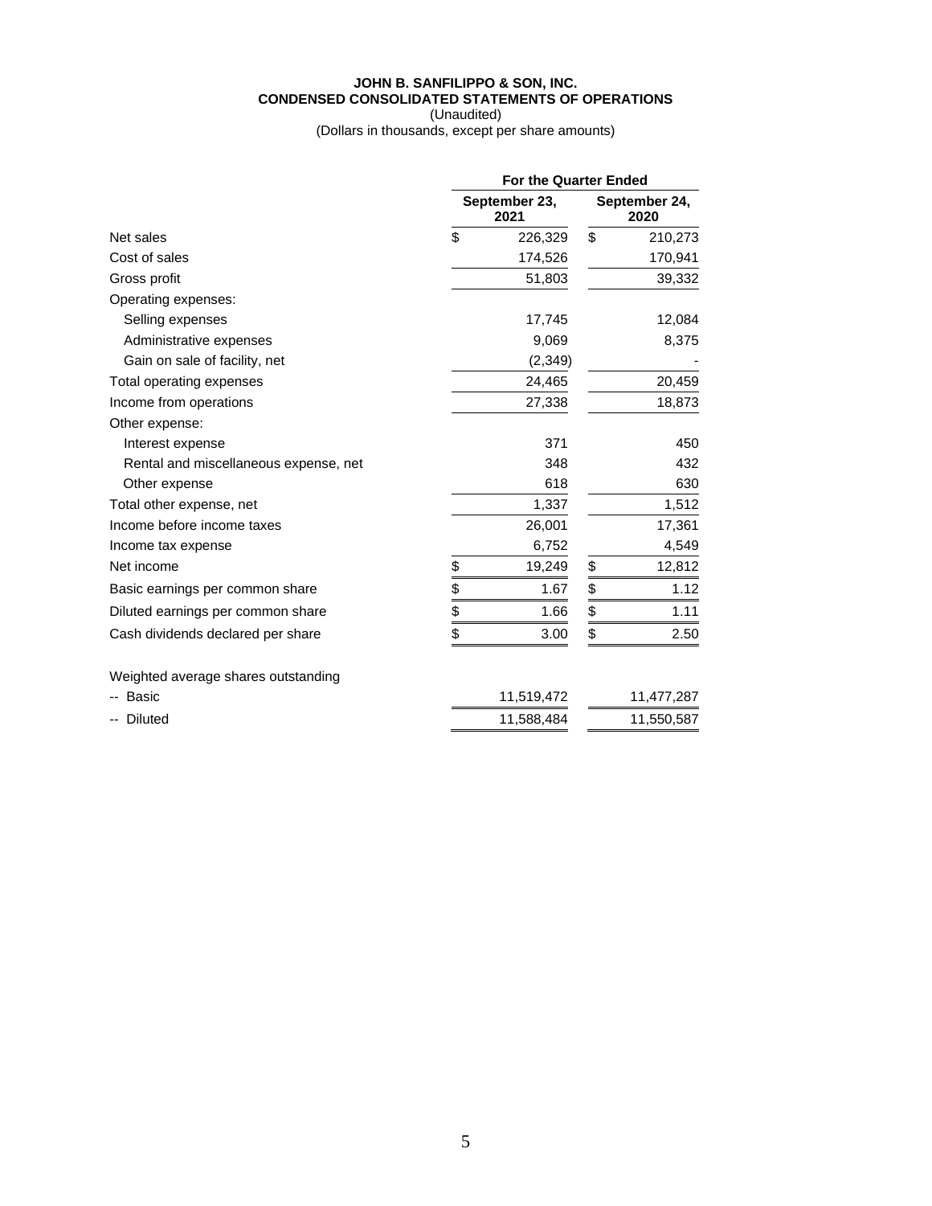**JOHN B. SANFILIPPO & SON, INC.**
**CONDENSED CONSOLIDATED STATEMENTS OF OPERATIONS**
(Unaudited)
(Dollars in thousands, except per share amounts)

| | For the Quarter Ended | |
|---|---|---|
| | **September 23, 2021** | **September 24, 2020** |
| Net sales | $ 226,329 | $ 210,273 |
| Cost of sales | 174,526 | 170,941 |
| Gross profit | 51,803 | 39,332 |
| Operating expenses: | | |
| Selling expenses | 17,745 | 12,084 |
| Administrative expenses | 9,069 | 8,375 |
| Gain on sale of facility, net | (2,349) | - |
| Total operating expenses | 24,465 | 20,459 |
| Income from operations | 27,338 | 18,873 |
| Other expense: | | |
| Interest expense | 371 | 450 |
| Rental and miscellaneous expense, net | 348 | 432 |
| Other expense | 618 | 630 |
| Total other expense, net | 1,337 | 1,512 |
| Income before income taxes | 26,001 | 17,361 |
| Income tax expense | 6,752 | 4,549 |
| Net income | $ 19,249 | $ 12,812 |
| Basic earnings per common share | $ 1.67 | $ 1.12 |
| Diluted earnings per common share | $ 1.66 | $ 1.11 |
| Cash dividends declared per share | $ 3.00 | $ 2.50 |
| | | |
| Weighted average shares outstanding | | |
| -- Basic | 11,519,472 | 11,477,287 |
| -- Diluted | 11,588,484 | 11,550,587 |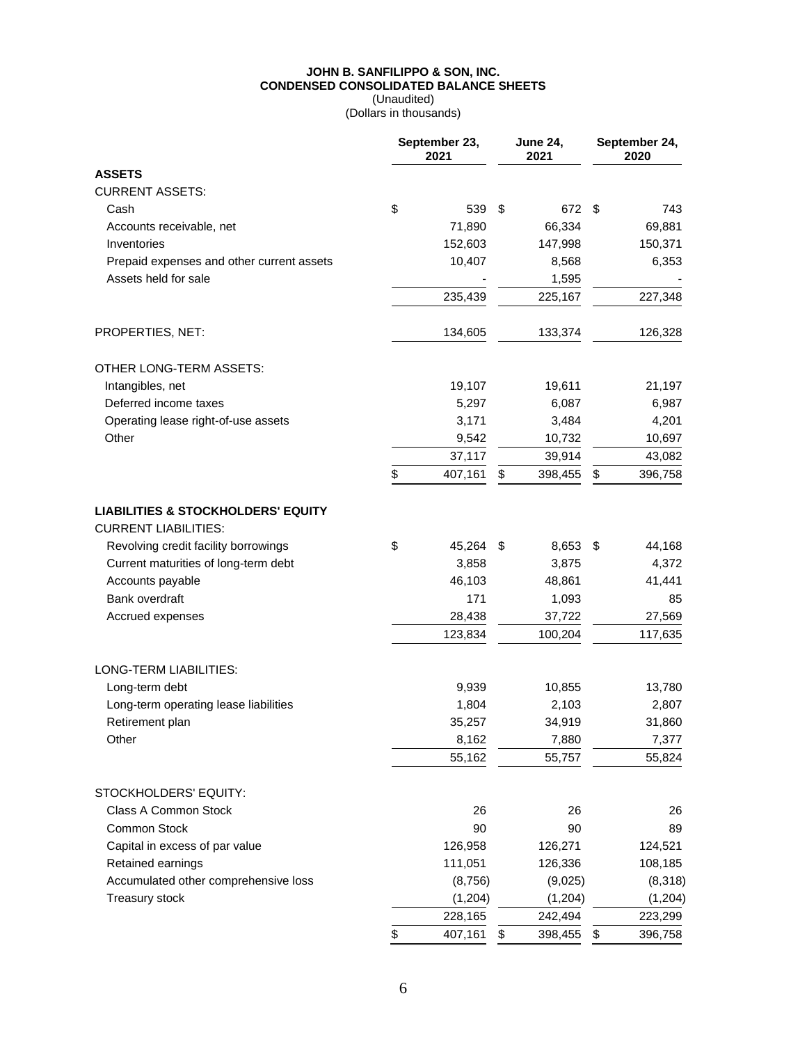**JOHN B. SANFILIPPO & SON, INC.**
**CONDENSED CONSOLIDATED BALANCE SHEETS**
(Unaudited)
(Dollars in thousands)

| | September 23, 2021 | June 24, 2021 | September 24, 2020 |
|---|---|---|---|
| **ASSETS** | | | |
| CURRENT ASSETS: | | | |
| Cash | $ 539 | $ 672 | $ 743 |
| Accounts receivable, net | 71,890 | 66,334 | 69,881 |
| Inventories | 152,603 | 147,998 | 150,371 |
| Prepaid expenses and other current assets | 10,407 | 8,568 | 6,353 |
| Assets held for sale | - | 1,595 | - |
| | 235,439 | 225,167 | 227,348 |
| PROPERTIES, NET: | 134,605 | 133,374 | 126,328 |
| OTHER LONG-TERM ASSETS: | | | |
| Intangibles, net | 19,107 | 19,611 | 21,197 |
| Deferred income taxes | 5,297 | 6,087 | 6,987 |
| Operating lease right-of-use assets | 3,171 | 3,484 | 4,201 |
| Other | 9,542 | 10,732 | 10,697 |
| | 37,117 | 39,914 | 43,082 |
| | $ 407,161 | $ 398,455 | $ 396,758 |
| **LIABILITIES & STOCKHOLDERS' EQUITY** | | | |
| CURRENT LIABILITIES: | | | |
| Revolving credit facility borrowings | $ 45,264 | $ 8,653 | $ 44,168 |
| Current maturities of long-term debt | 3,858 | 3,875 | 4,372 |
| Accounts payable | 46,103 | 48,861 | 41,441 |
| Bank overdraft | 171 | 1,093 | 85 |
| Accrued expenses | 28,438 | 37,722 | 27,569 |
| | 123,834 | 100,204 | 117,635 |
| LONG-TERM LIABILITIES: | | | |
| Long-term debt | 9,939 | 10,855 | 13,780 |
| Long-term operating lease liabilities | 1,804 | 2,103 | 2,807 |
| Retirement plan | 35,257 | 34,919 | 31,860 |
| Other | 8,162 | 7,880 | 7,377 |
| | 55,162 | 55,757 | 55,824 |
| STOCKHOLDERS' EQUITY: | | | |
| Class A Common Stock | 26 | 26 | 26 |
| Common Stock | 90 | 90 | 89 |
| Capital in excess of par value | 126,958 | 126,271 | 124,521 |
| Retained earnings | 111,051 | 126,336 | 108,185 |
| Accumulated other comprehensive loss | (8,756) | (9,025) | (8,318) |
| Treasury stock | (1,204) | (1,204) | (1,204) |
| | 228,165 | 242,494 | 223,299 |
| | $ 407,161 | $ 398,455 | $ 396,758 |